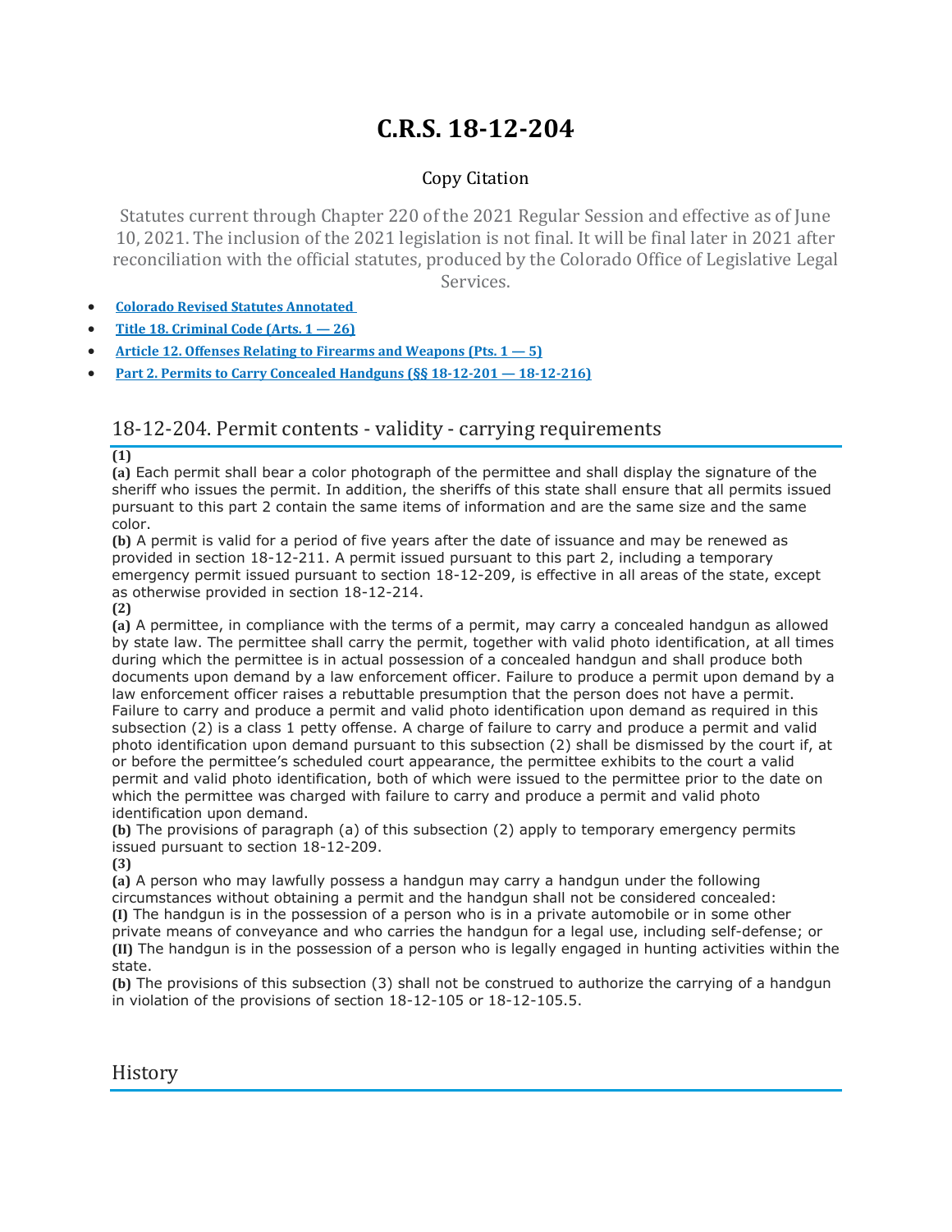# C.R.S. 18-12-204

Copy Citation

Statutes current through Chapter 220 of the 2021 Regular Session and effective as of June 10, 2021. The inclusion of the 2021 legislation is not final. It will be final later in 2021 after reconciliation with the official statutes, produced by the Colorado Office of Legislative Legal Services.

- **Colorado Revised Statutes Annotated**
- **Title 18. Criminal Code (Arts. 1 — 26)**
- **Article 12. Offenses Relating to Firearms and Weapons (Pts. 1 — 5)**
- **Part 2. Permits to Carry Concealed Handguns (§§ 18-12-201 — 18-12-216)**

## 18-12-204. Permit contents - validity - carrying requirements

**(1)**

**(a)** Each permit shall bear a color photograph of the permittee and shall display the signature of the sheriff who issues the permit. In addition, the sheriffs of this state shall ensure that all permits issued pursuant to this part 2 contain the same items of information and are the same size and the same color.

**(b)** A permit is valid for a period of five years after the date of issuance and may be renewed as provided in section 18-12-211. A permit issued pursuant to this part 2, including a temporary emergency permit issued pursuant to section 18-12-209, is effective in all areas of the state, except as otherwise provided in section 18-12-214.

**(2)**

**(a)** A permittee, in compliance with the terms of a permit, may carry a concealed handgun as allowed by state law. The permittee shall carry the permit, together with valid photo identification, at all times during which the permittee is in actual possession of a concealed handgun and shall produce both documents upon demand by a law enforcement officer. Failure to produce a permit upon demand by a law enforcement officer raises a rebuttable presumption that the person does not have a permit. Failure to carry and produce a permit and valid photo identification upon demand as required in this subsection (2) is a class 1 petty offense. A charge of failure to carry and produce a permit and valid photo identification upon demand pursuant to this subsection (2) shall be dismissed by the court if, at or before the permittee's scheduled court appearance, the permittee exhibits to the court a valid permit and valid photo identification, both of which were issued to the permittee prior to the date on which the permittee was charged with failure to carry and produce a permit and valid photo identification upon demand.

**(b)** The provisions of paragraph (a) of this subsection (2) apply to temporary emergency permits issued pursuant to section 18-12-209.

**(3)**

**(a)** A person who may lawfully possess a handgun may carry a handgun under the following circumstances without obtaining a permit and the handgun shall not be considered concealed:

**(I)** The handgun is in the possession of a person who is in a private automobile or in some other private means of conveyance and who carries the handgun for a legal use, including self-defense; or

**(II)** The handgun is in the possession of a person who is legally engaged in hunting activities within the state.

**(b)** The provisions of this subsection (3) shall not be construed to authorize the carrying of a handgun in violation of the provisions of section 18-12-105 or 18-12-105.5.

## History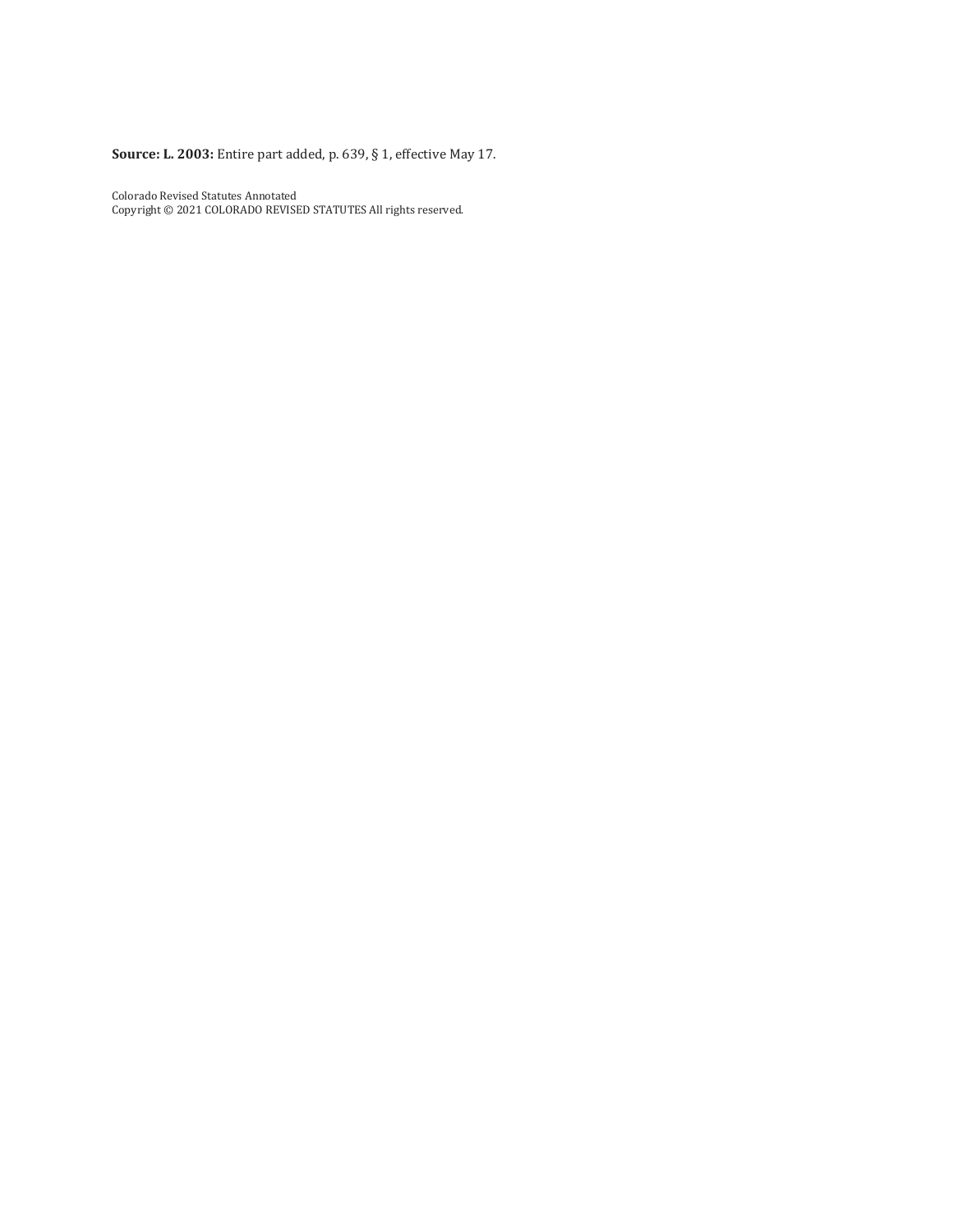**Source: L. 2003:** Entire part added, p. 639, § 1, effective May 17.

Colorado Revised Statutes Annotated
Copyright © 2021 COLORADO REVISED STATUTES All rights reserved.